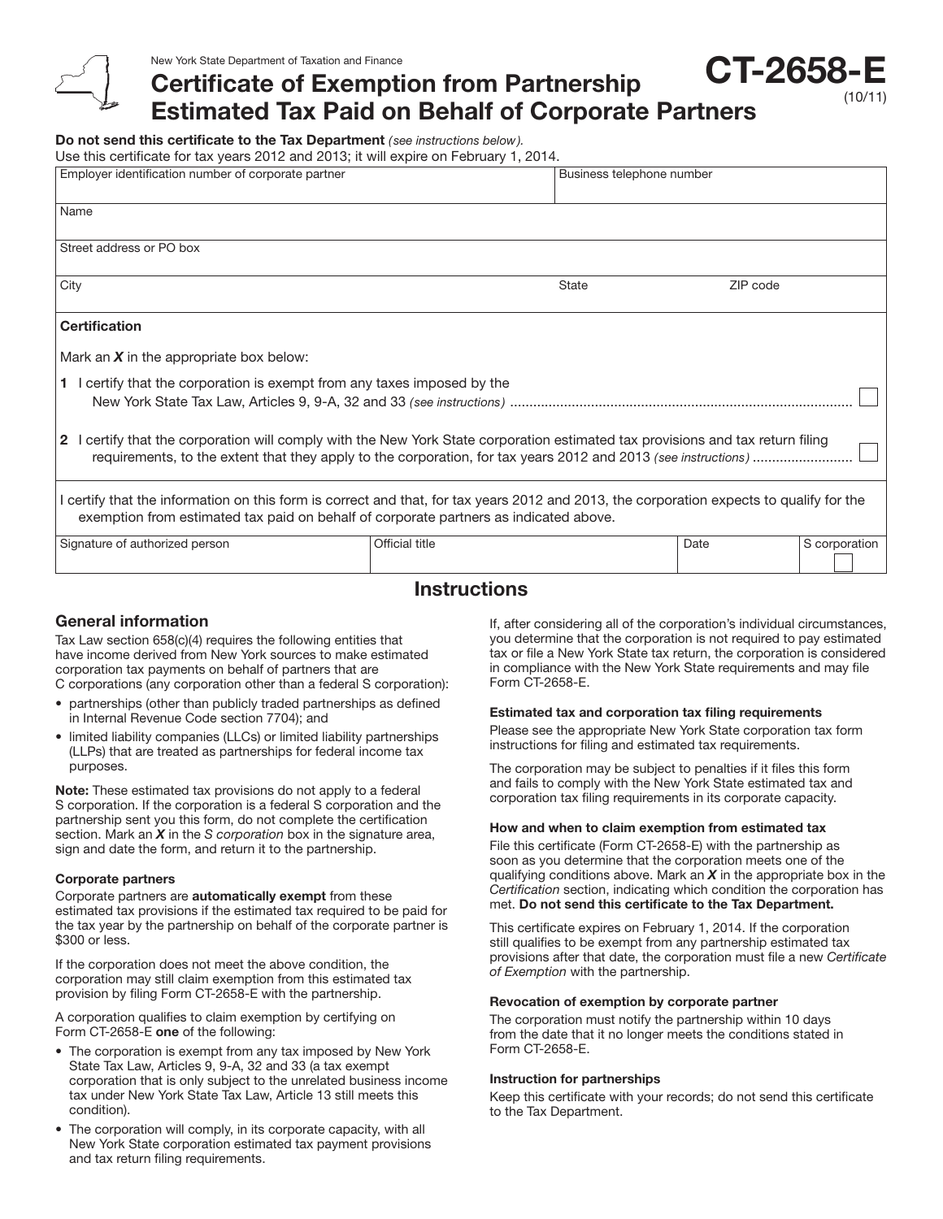New York State Department of Taxation and Finance

# Certificate of Exemption from Partnership Estimated Tax Paid on Behalf of Corporate Partners

**CT-2658-E** (10/11)

**Do not send this certificate to the Tax Department** *(see instructions below).*
Use this certificate for tax years 2012 and 2013; it will expire on February 1, 2014.

| Employer identification number of corporate partner | Business telephone number | |
|---|---|---|
| Name | | |
| Street address or PO box | | |
| City | State | ZIP code |

**Certification**

Mark an ***X*** in the appropriate box below:

**1** I certify that the corporation is exempt from any taxes imposed by the New York State Tax Law, Articles 9, 9-A, 32 and 33 *(see instructions)* ........ ☐

**2** I certify that the corporation will comply with the New York State corporation estimated tax provisions and tax return filing requirements, to the extent that they apply to the corporation, for tax years 2012 and 2013 *(see instructions)* ........ ☐

I certify that the information on this form is correct and that, for tax years 2012 and 2013, the corporation expects to qualify for the exemption from estimated tax paid on behalf of corporate partners as indicated above.

| Signature of authorized person | Official title | Date | S corporation ☐ |
|---|---|---|---|

## Instructions

### General information

Tax Law section 658(c)(4) requires the following entities that have income derived from New York sources to make estimated corporation tax payments on behalf of partners that are C corporations (any corporation other than a federal S corporation):

- partnerships (other than publicly traded partnerships as defined in Internal Revenue Code section 7704); and
- limited liability companies (LLCs) or limited liability partnerships (LLPs) that are treated as partnerships for federal income tax purposes.

**Note:** These estimated tax provisions do not apply to a federal S corporation. If the corporation is a federal S corporation and the partnership sent you this form, do not complete the certification section. Mark an ***X*** in the *S corporation* box in the signature area, sign and date the form, and return it to the partnership.

#### Corporate partners

Corporate partners are **automatically exempt** from these estimated tax provisions if the estimated tax required to be paid for the tax year by the partnership on behalf of the corporate partner is $300 or less.

If the corporation does not meet the above condition, the corporation may still claim exemption from this estimated tax provision by filing Form CT-2658-E with the partnership.

A corporation qualifies to claim exemption by certifying on Form CT-2658-E **one** of the following:

- The corporation is exempt from any tax imposed by New York State Tax Law, Articles 9, 9-A, 32 and 33 (a tax exempt corporation that is only subject to the unrelated business income tax under New York State Tax Law, Article 13 still meets this condition).
- The corporation will comply, in its corporate capacity, with all New York State corporation estimated tax payment provisions and tax return filing requirements.

If, after considering all of the corporation's individual circumstances, you determine that the corporation is not required to pay estimated tax or file a New York State tax return, the corporation is considered in compliance with the New York State requirements and may file Form CT-2658-E.

#### Estimated tax and corporation tax filing requirements

Please see the appropriate New York State corporation tax form instructions for filing and estimated tax requirements.

The corporation may be subject to penalties if it files this form and fails to comply with the New York State estimated tax and corporation tax filing requirements in its corporate capacity.

#### How and when to claim exemption from estimated tax

File this certificate (Form CT-2658-E) with the partnership as soon as you determine that the corporation meets one of the qualifying conditions above. Mark an ***X*** in the appropriate box in the *Certification* section, indicating which condition the corporation has met. **Do not send this certificate to the Tax Department.**

This certificate expires on February 1, 2014. If the corporation still qualifies to be exempt from any partnership estimated tax provisions after that date, the corporation must file a new *Certificate of Exemption* with the partnership.

#### Revocation of exemption by corporate partner

The corporation must notify the partnership within 10 days from the date that it no longer meets the conditions stated in Form CT-2658-E.

#### Instruction for partnerships

Keep this certificate with your records; do not send this certificate to the Tax Department.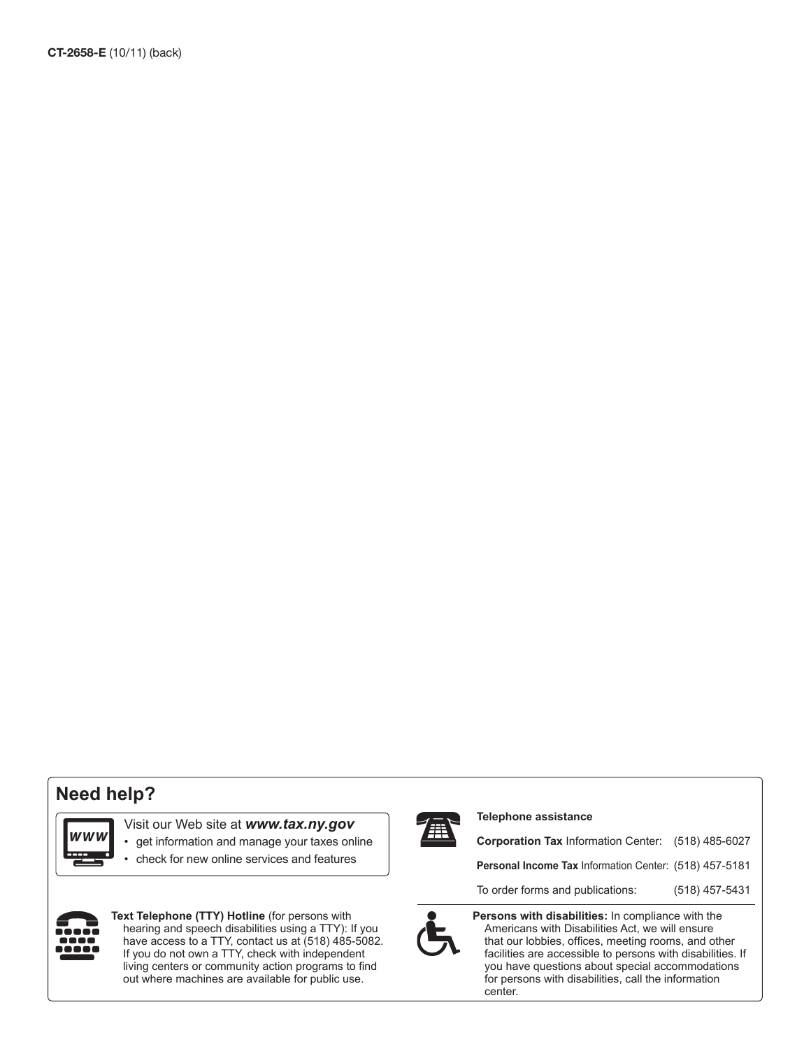## Need help?

Visit our Web site at ***www.tax.ny.gov***

- get information and manage your taxes online
- check for new online services and features

**Telephone assistance**

| | |
|---|---|
| **Corporation Tax** Information Center: | (518) 485-6027 |
| **Personal Income Tax** Information Center: | (518) 457-5181 |
| To order forms and publications: | (518) 457-5431 |

**Text Telephone (TTY) Hotline** (for persons with hearing and speech disabilities using a TTY): If you have access to a TTY, contact us at (518) 485-5082. If you do not own a TTY, check with independent living centers or community action programs to find out where machines are available for public use.

**Persons with disabilities:** In compliance with the Americans with Disabilities Act, we will ensure that our lobbies, offices, meeting rooms, and other facilities are accessible to persons with disabilities. If you have questions about special accommodations for persons with disabilities, call the information center.